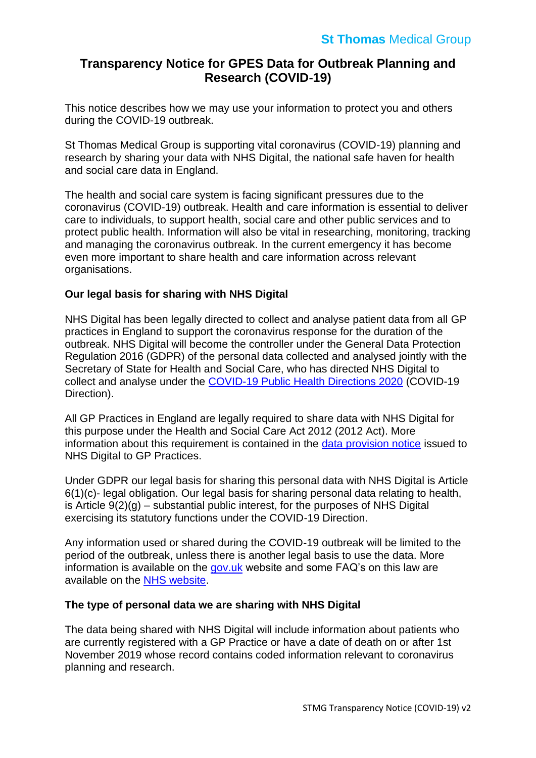# Transparency Notice for GPES Data for Outbreak Planning and Research (COVID-19)

This notice describes how we may use your information to protect you and others during the COVID-19 outbreak.

St Thomas Medical Group is supporting vital coronavirus (COVID-19) planning and research by sharing your data with NHS Digital, the national safe haven for health and social care data in England.

The health and social care system is facing significant pressures due to the coronavirus (COVID-19) outbreak. Health and care information is essential to deliver care to individuals, to support health, social care and other public services and to protect public health. Information will also be vital in researching, monitoring, tracking and managing the coronavirus outbreak. In the current emergency it has become even more important to share health and care information across relevant organisations.

### Our legal basis for sharing with NHS Digital

NHS Digital has been legally directed to collect and analyse patient data from all GP practices in England to support the coronavirus response for the duration of the outbreak. NHS Digital will become the controller under the General Data Protection Regulation 2016 (GDPR) of the personal data collected and analysed jointly with the Secretary of State for Health and Social Care, who has directed NHS Digital to collect and analyse under the COVID-19 Public Health Directions 2020 (COVID-19 Direction).

All GP Practices in England are legally required to share data with NHS Digital for this purpose under the Health and Social Care Act 2012 (2012 Act). More information about this requirement is contained in the data provision notice issued to NHS Digital to GP Practices.

Under GDPR our legal basis for sharing this personal data with NHS Digital is Article 6(1)(c)- legal obligation. Our legal basis for sharing personal data relating to health, is Article 9(2)(g) – substantial public interest, for the purposes of NHS Digital exercising its statutory functions under the COVID-19 Direction.

Any information used or shared during the COVID-19 outbreak will be limited to the period of the outbreak, unless there is another legal basis to use the data. More information is available on the gov.uk website and some FAQ's on this law are available on the NHS website.

### The type of personal data we are sharing with NHS Digital

The data being shared with NHS Digital will include information about patients who are currently registered with a GP Practice or have a date of death on or after 1st November 2019 whose record contains coded information relevant to coronavirus planning and research.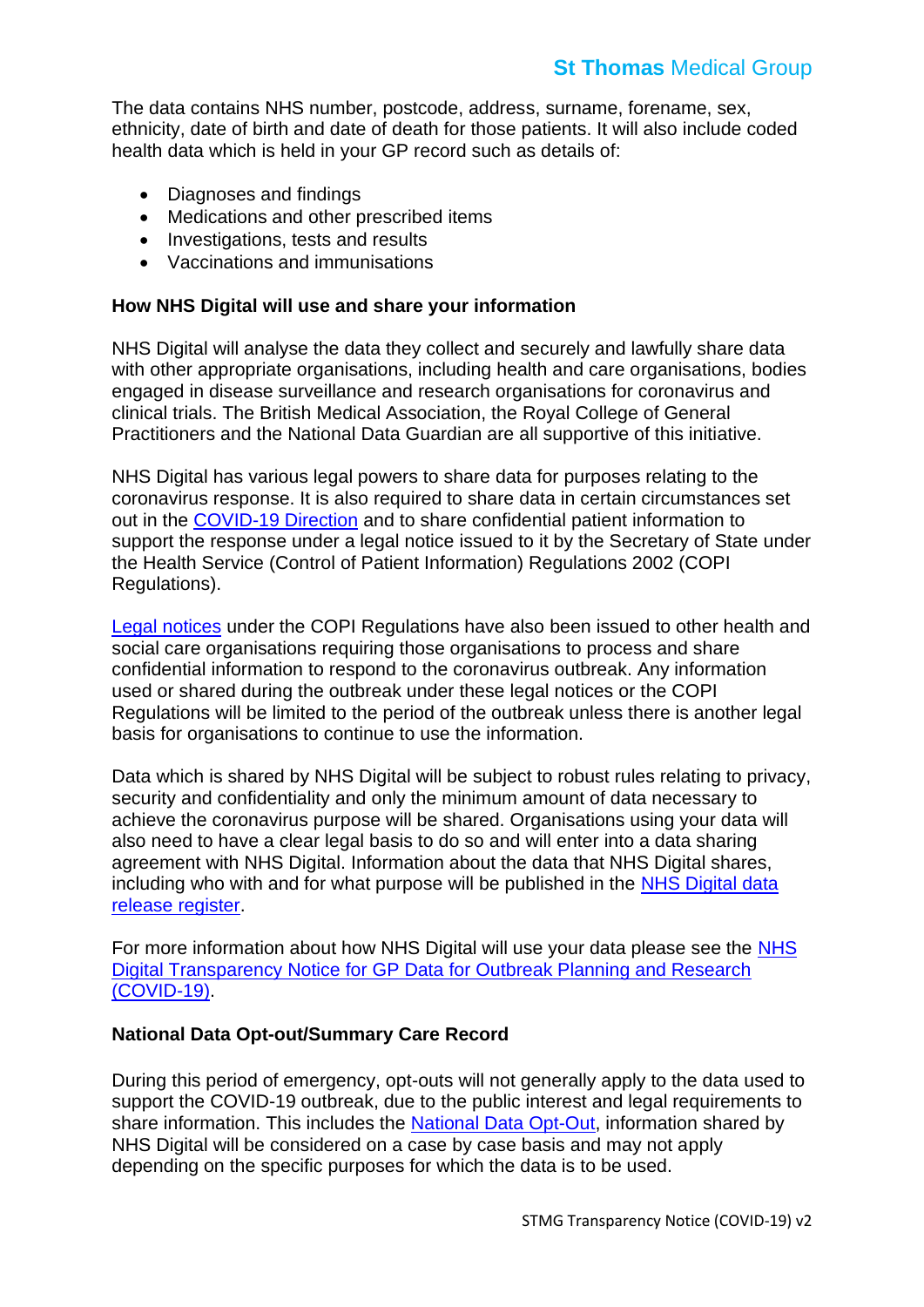The data contains NHS number, postcode, address, surname, forename, sex, ethnicity, date of birth and date of death for those patients. It will also include coded health data which is held in your GP record such as details of:

- Diagnoses and findings
- Medications and other prescribed items
- Investigations, tests and results
- Vaccinations and immunisations

**How NHS Digital will use and share your information**

NHS Digital will analyse the data they collect and securely and lawfully share data with other appropriate organisations, including health and care organisations, bodies engaged in disease surveillance and research organisations for coronavirus and clinical trials. The British Medical Association, the Royal College of General Practitioners and the National Data Guardian are all supportive of this initiative.

NHS Digital has various legal powers to share data for purposes relating to the coronavirus response. It is also required to share data in certain circumstances set out in the COVID-19 Direction and to share confidential patient information to support the response under a legal notice issued to it by the Secretary of State under the Health Service (Control of Patient Information) Regulations 2002 (COPI Regulations).

Legal notices under the COPI Regulations have also been issued to other health and social care organisations requiring those organisations to process and share confidential information to respond to the coronavirus outbreak. Any information used or shared during the outbreak under these legal notices or the COPI Regulations will be limited to the period of the outbreak unless there is another legal basis for organisations to continue to use the information.

Data which is shared by NHS Digital will be subject to robust rules relating to privacy, security and confidentiality and only the minimum amount of data necessary to achieve the coronavirus purpose will be shared. Organisations using your data will also need to have a clear legal basis to do so and will enter into a data sharing agreement with NHS Digital. Information about the data that NHS Digital shares, including who with and for what purpose will be published in the NHS Digital data release register.

For more information about how NHS Digital will use your data please see the NHS Digital Transparency Notice for GP Data for Outbreak Planning and Research (COVID-19).

**National Data Opt-out/Summary Care Record**

During this period of emergency, opt-outs will not generally apply to the data used to support the COVID-19 outbreak, due to the public interest and legal requirements to share information. This includes the National Data Opt-Out, information shared by NHS Digital will be considered on a case by case basis and may not apply depending on the specific purposes for which the data is to be used.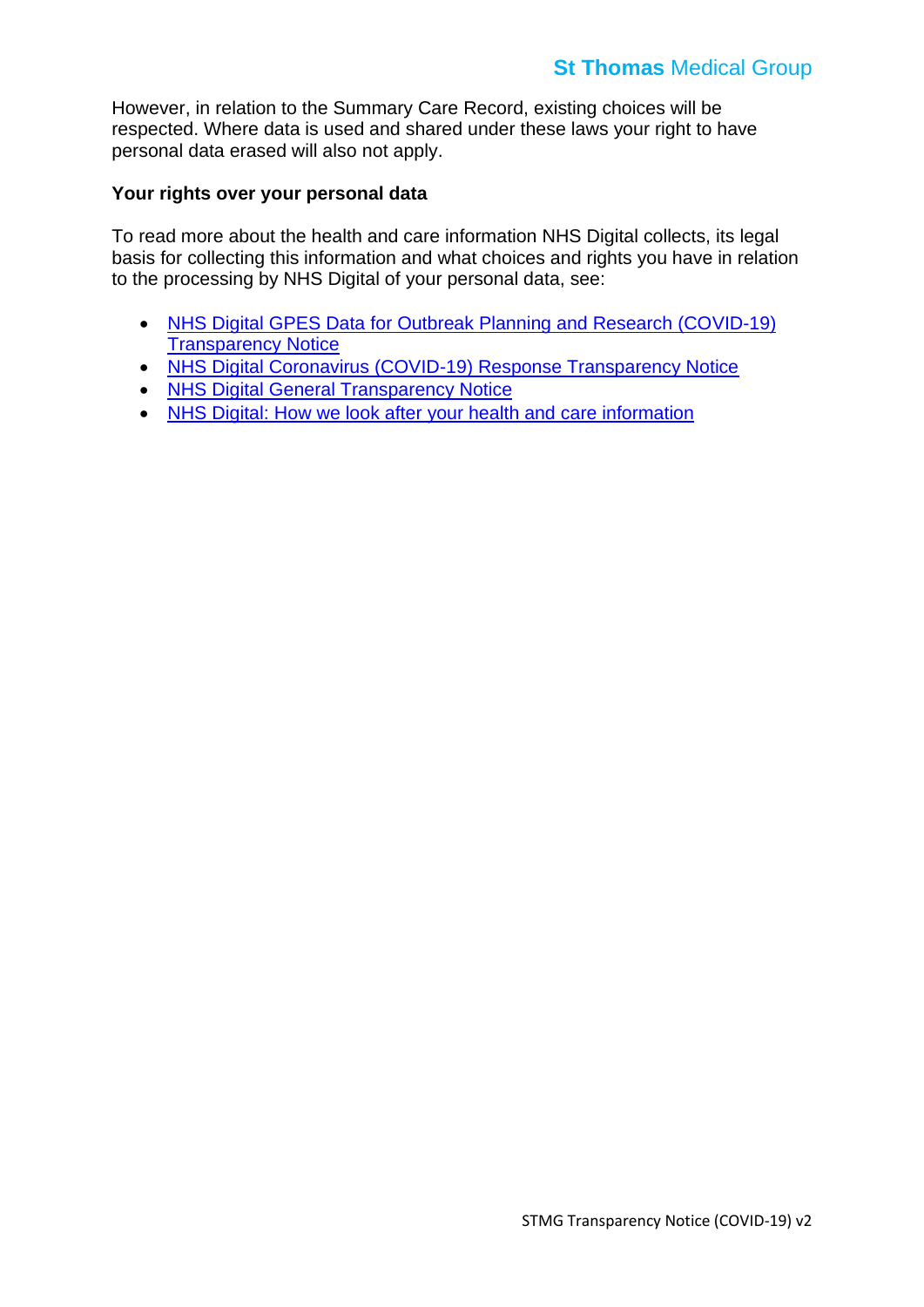However, in relation to the Summary Care Record, existing choices will be respected. Where data is used and shared under these laws your right to have personal data erased will also not apply.

**Your rights over your personal data**

To read more about the health and care information NHS Digital collects, its legal basis for collecting this information and what choices and rights you have in relation to the processing by NHS Digital of your personal data, see:

- NHS Digital GPES Data for Outbreak Planning and Research (COVID-19) Transparency Notice
- NHS Digital Coronavirus (COVID-19) Response Transparency Notice
- NHS Digital General Transparency Notice
- NHS Digital: How we look after your health and care information